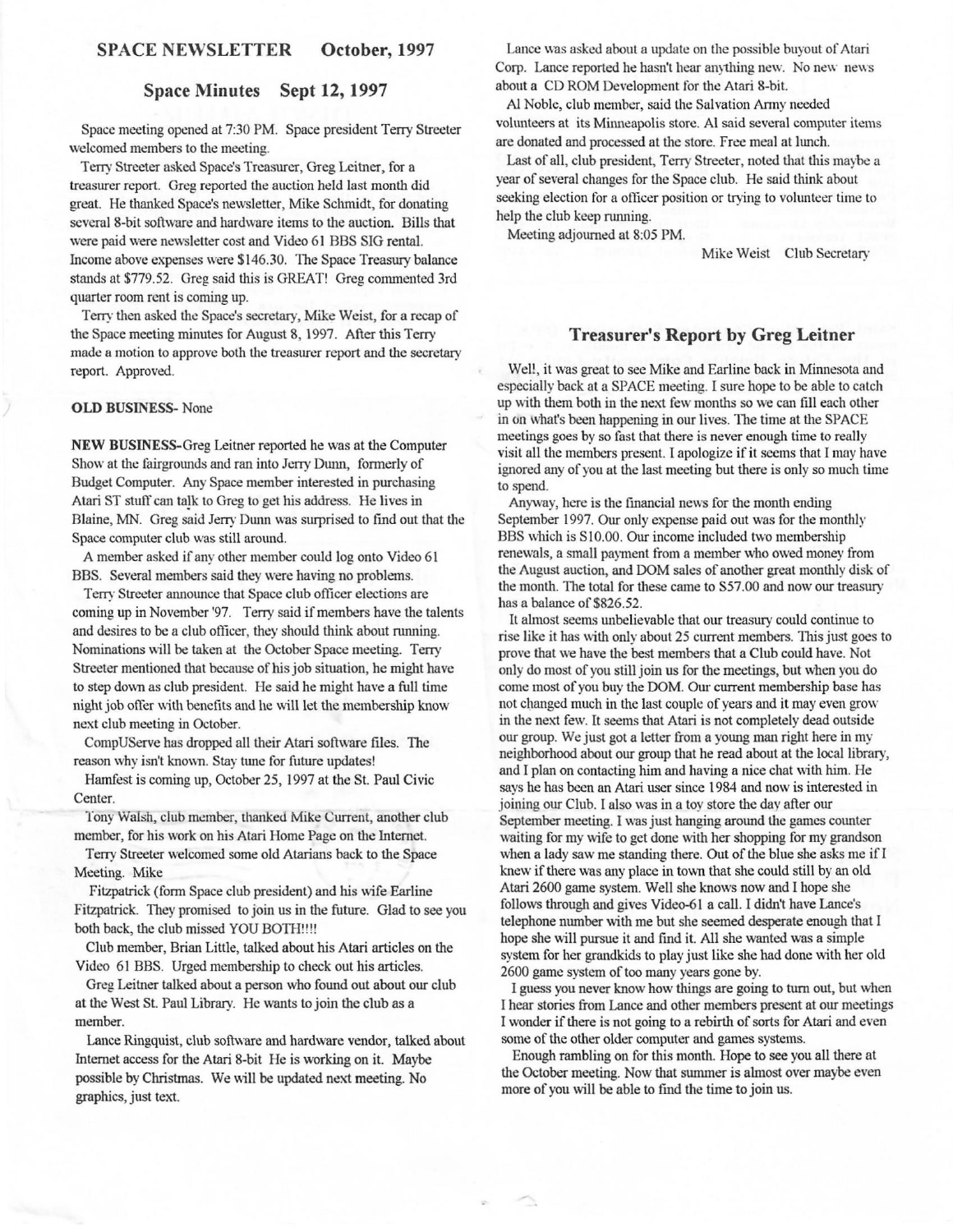## SPACE NEWSLETTER    October, 1997

### Space Minutes    Sept 12, 1997

Space meeting opened at 7:30 PM. Space president Terry Streeter welcomed members to the meeting.

Terry Streeter asked Space's Treasurer, Greg Leitner, for a treasurer report. Greg reported the auction held last month did great. He thanked Space's newsletter, Mike Schmidt, for donating several 8-bit software and hardware items to the auction. Bills that were paid were newsletter cost and Video 61 BBS SIG rental. Income above expenses were $146.30. The Space Treasury balance stands at $779.52. Greg said this is GREAT! Greg commented 3rd quarter room rent is coming up.

Terry then asked the Space's secretary, Mike Weist, for a recap of the Space meeting minutes for August 8, 1997. After this Terry made a motion to approve both the treasurer report and the secretary report. Approved.

**OLD BUSINESS**- None

**NEW BUSINESS**-Greg Leitner reported he was at the Computer Show at the fairgrounds and ran into Jerry Dunn, formerly of Budget Computer. Any Space member interested in purchasing Atari ST stuff can talk to Greg to get his address. He lives in Blaine, MN. Greg said Jerry Dunn was surprised to find out that the Space computer club was still around.

A member asked if any other member could log onto Video 61 BBS. Several members said they were having no problems.

Terry Streeter announce that Space club officer elections are coming up in November '97. Terry said if members have the talents and desires to be a club officer, they should think about running. Nominations will be taken at the October Space meeting. Terry Streeter mentioned that because of his job situation, he might have to step down as club president. He said he might have a full time night job offer with benefits and he will let the membership know next club meeting in October.

CompUServe has dropped all their Atari software files. The reason why isn't known. Stay tune for future updates!

Hamfest is coming up, October 25, 1997 at the St. Paul Civic Center.

Tony Walsh, club member, thanked Mike Current, another club member, for his work on his Atari Home Page on the Internet.

Terry Streeter welcomed some old Atarians back to the Space Meeting. Mike Fitzpatrick (form Space club president) and his wife Earline Fitzpatrick. They promised to join us in the future. Glad to see you both back, the club missed YOU BOTH!!!!

Club member, Brian Little, talked about his Atari articles on the Video 61 BBS. Urged membership to check out his articles.

Greg Leitner talked about a person who found out about our club at the West St. Paul Library. He wants to join the club as a member.

Lance Ringquist, club software and hardware vendor, talked about Internet access for the Atari 8-bit He is working on it. Maybe possible by Christmas. We will be updated next meeting. No graphics, just text.

Lance was asked about a update on the possible buyout of Atari Corp. Lance reported he hasn't hear anything new. No new news about a CD ROM Development for the Atari 8-bit.

Al Noble, club member, said the Salvation Army needed volunteers at its Minneapolis store. Al said several computer items are donated and processed at the store. Free meal at lunch.

Last of all, club president, Terry Streeter, noted that this maybe a year of several changes for the Space club. He said think about seeking election for a officer position or trying to volunteer time to help the club keep running.

Meeting adjourned at 8:05 PM.

Mike Weist    Club Secretary

### Treasurer's Report by Greg Leitner

Well, it was great to see Mike and Earline back in Minnesota and especially back at a SPACE meeting. I sure hope to be able to catch up with them both in the next few months so we can fill each other in on what's been happening in our lives. The time at the SPACE meetings goes by so fast that there is never enough time to really visit all the members present. I apologize if it seems that I may have ignored any of you at the last meeting but there is only so much time to spend.

Anyway, here is the financial news for the month ending September 1997. Our only expense paid out was for the monthly BBS which is $10.00. Our income included two membership renewals, a small payment from a member who owed money from the August auction, and DOM sales of another great monthly disk of the month. The total for these came to $57.00 and now our treasury has a balance of $826.52.

It almost seems unbelievable that our treasury could continue to rise like it has with only about 25 current members. This just goes to prove that we have the best members that a Club could have. Not only do most of you still join us for the meetings, but when you do come most of you buy the DOM. Our current membership base has not changed much in the last couple of years and it may even grow in the next few. It seems that Atari is not completely dead outside our group. We just got a letter from a young man right here in my neighborhood about our group that he read about at the local library, and I plan on contacting him and having a nice chat with him. He says he has been an Atari user since 1984 and now is interested in joining our Club. I also was in a toy store the day after our September meeting. I was just hanging around the games counter waiting for my wife to get done with her shopping for my grandson when a lady saw me standing there. Out of the blue she asks me if I knew if there was any place in town that she could still by an old Atari 2600 game system. Well she knows now and I hope she follows through and gives Video-61 a call. I didn't have Lance's telephone number with me but she seemed desperate enough that I hope she will pursue it and find it. All she wanted was a simple system for her grandkids to play just like she had done with her old 2600 game system of too many years gone by.

I guess you never know how things are going to turn out, but when I hear stories from Lance and other members present at our meetings I wonder if there is not going to a rebirth of sorts for Atari and even some of the other older computer and games systems.

Enough rambling on for this month. Hope to see you all there at the October meeting. Now that summer is almost over maybe even more of you will be able to find the time to join us.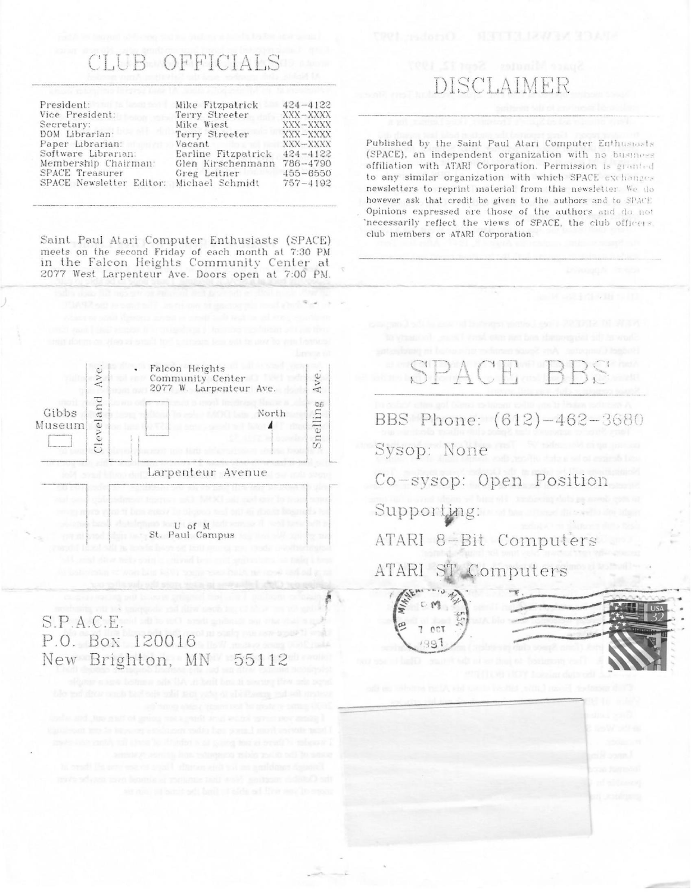# CLUB OFFICIALS

| | | |
|---|---|---|
| President: | Mike Fitzpatrick | 424-4122 |
| Vice President: | Terry Streeter | XXX-XXXX |
| Secretary: | Mike Wiest | XXX-XXXX |
| DOM Librarian: | Terry Streeter | XXX-XXXX |
| Paper Librarian: | Vacant | XXX-XXXX |
| Software Librarian: | Earline Fitzpatrick | 424-4122 |
| Membership Chairman: | Glen Kirschenmann | 786-4790 |
| SPACE Treasurer | Greg Leitner | 455-6550 |
| SPACE Newsletter Editor: | Michael Schmidt | 757-4192 |

Saint Paul Atari Computer Enthusiasts (SPACE) meets on the second Friday of each month at 7:30 PM in the Falcon Heights Community Center at 2077 West Larpenteur Ave. Doors open at 7:00 PM.

Falcon Heights
Community Center
2077 W. Larpenteur Ave.

Gibbs Museum

Cleveland Ave.

Snelling Ave.

North

Larpenteur Avenue

U of M
St. Paul Campus

S.P.A.C.E.
P.O. Box 120016
New Brighton, MN 55112

# DISCLAIMER

Published by the Saint Paul Atari Computer Enthusiasts (SPACE), an independent organization with no business affiliation with ATARI Corporation. Permission is granted to any similar organization with which SPACE exchanges newsletters to reprint material from this newsletter. We do however ask that credit be given to the authors and to SPACE. Opinions expressed are those of the authors and do not necessarily reflect the views of SPACE, the club officers, club members or ATARI Corporation.

# SPACE BBS

BBS Phone: (612)-462-3680

Sysop: None

Co-sysop: Open Position

Supporting:

ATARI 8-Bit Computers

ATARI ST Computers